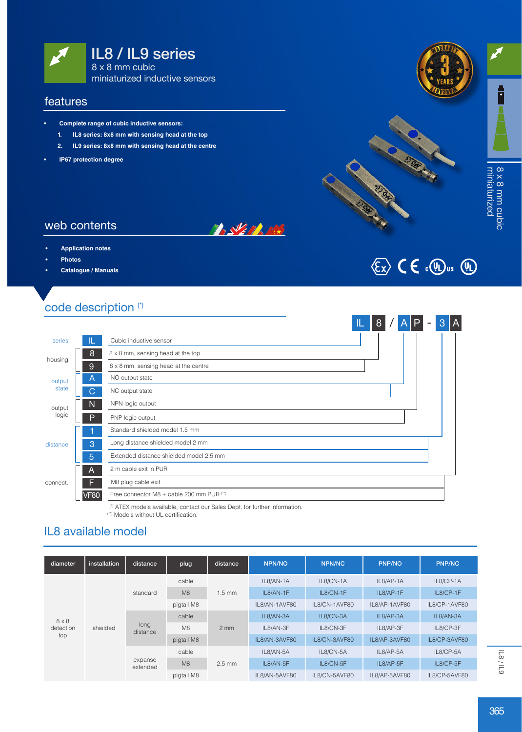# IL8 / IL9 series

8 x 8 mm cubic
miniaturized inductive sensors

## features

- **Complete range of cubic inductive sensors:**
  1. **IL8 series: 8x8 mm with sensing head at the top**
  2. **IL9 series: 8x8 mm with sensing head at the centre**
- **IP67 protection degree**

## web contents

- **Application notes**
- **Photos**
- **Catalogue / Manuals**

## code description (*)

IL 8 / A P - 3 A

| | Code | Description |
|---|---|---|
| series | IL | Cubic inductive sensor |
| housing | 8 | 8 x 8 mm, sensing head at the top |
| | 9 | 8 x 8 mm, sensing head at the centre |
| output state | A | NO output state |
| | C | NC output state |
| output logic | N | NPN logic output |
| | P | PNP logic output |
| distance | 1 | Standard shielded model 1.5 mm |
| | 3 | Long distance shielded model 2 mm |
| | 5 | Extended distance shielded model 2.5 mm |
| connect. | A | 2 m cable exit in PUR |
| | F | M8 plug cable exit |
| | VF80 | Free connector M8 + cable 200 mm PUR (**) |

(*) ATEX models available, contact our Sales Dept. for further information.
(**) Models without UL certification.

## IL8 available model

| diameter | installation | distance | plug | distance | NPN/NO | NPN/NC | PNP/NO | PNP/NC |
|---|---|---|---|---|---|---|---|---|
| 8 x 8 detection top | shielded | standard | cable | 1.5 mm | IL8/AN-1A | IL8/CN-1A | IL8/AP-1A | IL8/CP-1A |
| | | | M8 | | IL8/AN-1F | IL8/CN-1F | IL8/AP-1F | IL8/CP-1F |
| | | | pigtail M8 | | IL8/AN-1AVF80 | IL8/CN-1AVF80 | IL8/AP-1AVF80 | IL8/CP-1AVF80 |
| | | long distance | cable | 2 mm | IL8/AN-3A | IL8/CN-3A | IL8/AP-3A | IL8/AN-3A |
| | | | M8 | | IL8/AN-3F | IL8/CN-3F | IL8/AP-3F | IL8/CP-3F |
| | | | pigtail M8 | | IL8/AN-3AVF80 | IL8/CN-3AVF80 | IL8/AP-3AVF80 | IL8/CP-3AVF80 |
| | | expanse extended | cable | 2.5 mm | IL8/AN-5A | IL8/CN-5A | IL8/AP-5A | IL8/CP-5A |
| | | | M8 | | IL8/AN-5F | IL8/CN-5F | IL8/AP-5F | IL8/CP-5F |
| | | | pigtail M8 | | IL8/AN-5AVF80 | IL8/CN-5AVF80 | IL8/AP-5AVF80 | IL8/CP-5AVF80 |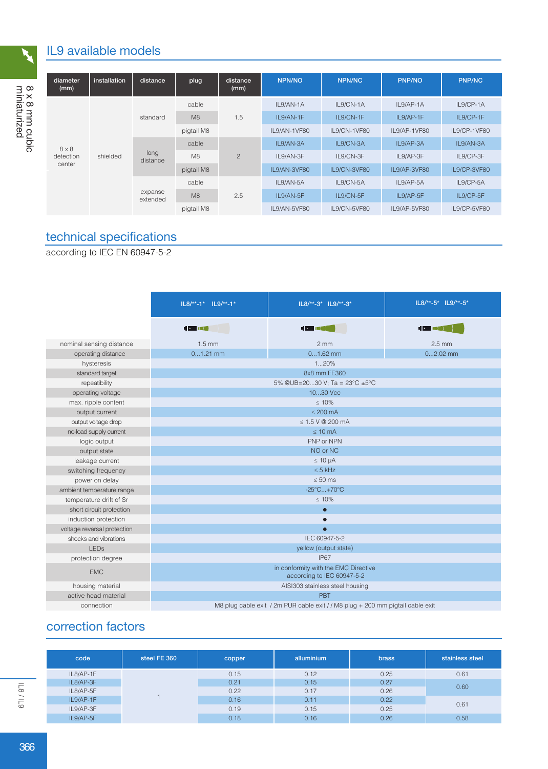## IL9 available models

| diameter (mm) | installation | distance | plug | distance (mm) | NPN/NO | NPN/NC | PNP/NO | PNP/NC |
|---|---|---|---|---|---|---|---|---|
| 8 x 8 detection center | shielded | standard | cable | 1.5 | IL9/AN-1A | IL9/CN-1A | IL9/AP-1A | IL9/CP-1A |
| | | | M8 | | IL9/AN-1F | IL9/CN-1F | IL9/AP-1F | IL9/CP-1F |
| | | | pigtail M8 | | IL9/AN-1VF80 | IL9/CN-1VF80 | IL9/AP-1VF80 | IL9/CP-1VF80 |
| | | long distance | cable | 2 | IL9/AN-3A | IL9/CN-3A | IL9/AP-3A | IL9/AN-3A |
| | | | M8 | | IL9/AN-3F | IL9/CN-3F | IL9/AP-3F | IL9/CP-3F |
| | | | pigtail M8 | | IL9/AN-3VF80 | IL9/CN-3VF80 | IL9/AP-3VF80 | IL9/CP-3VF80 |
| | | expanse extended | cable | 2.5 | IL9/AN-5A | IL9/CN-5A | IL9/AP-5A | IL9/CP-5A |
| | | | M8 | | IL9/AN-5F | IL9/CN-5F | IL9/AP-5F | IL9/CP-5F |
| | | | pigtail M8 | | IL9/AN-5VF80 | IL9/CN-5VF80 | IL9/AP-5VF80 | IL9/CP-5VF80 |

## technical specifications

according to IEC EN 60947-5-2

| | IL8/**-1* IL9/**-1* | IL8/**-3* IL9/**-3* | IL8/**-5* IL9/**-5* |
|---|---|---|---|
| nominal sensing distance | 1.5 mm | 2 mm | 2.5 mm |
| operating distance | 0...1.21 mm | 0...1.62 mm | 0...2.02 mm |
| hysteresis | 1...20% | | |
| standard target | 8x8 mm FE360 | | |
| repeatibility | 5% @UB=20...30 V; Ta = 23°C ±5°C | | |
| operating voltage | 10...30 Vcc | | |
| max. ripple content | ≤ 10% | | |
| output current | ≤ 200 mA | | |
| output voltage drop | ≤ 1.5 V @ 200 mA | | |
| no-load supply current | ≤ 10 mA | | |
| logic output | PNP or NPN | | |
| output state | NO or NC | | |
| leakage current | ≤ 10 µA | | |
| switching frequency | ≤ 5 kHz | | |
| power on delay | ≤ 50 ms | | |
| ambient temperature range | -25°C...+70°C | | |
| temperature drift of Sr | ≤ 10% | | |
| short circuit protection | ● | | |
| induction protection | ● | | |
| voltage reversal protection | ● | | |
| shocks and vibrations | IEC 60947-5-2 | | |
| LEDs | yellow (output state) | | |
| protection degree | IP67 | | |
| EMC | in conformity with the EMC Directive according to IEC 60947-5-2 | | |
| housing material | AISI303 stainless steel housing | | |
| active head material | PBT | | |
| connection | M8 plug cable exit / 2m PUR cable exit / / M8 plug + 200 mm pigtail cable exit | | |

## correction factors

| code | steel FE 360 | copper | alluminium | brass | stainless steel |
|---|---|---|---|---|---|
| IL8/AP-1F | 1 | 0.15 | 0.12 | 0.25 | 0.61 |
| IL8/AP-3F | | 0.21 | 0.15 | 0.27 | 0.60 |
| IL8/AP-5F | | 0.22 | 0.17 | 0.26 | |
| IL9/AP-1F | | 0.16 | 0.11 | 0.22 | 0.61 |
| IL9/AP-3F | | 0.19 | 0.15 | 0.25 | |
| IL9/AP-5F | | 0.18 | 0.16 | 0.26 | 0.58 |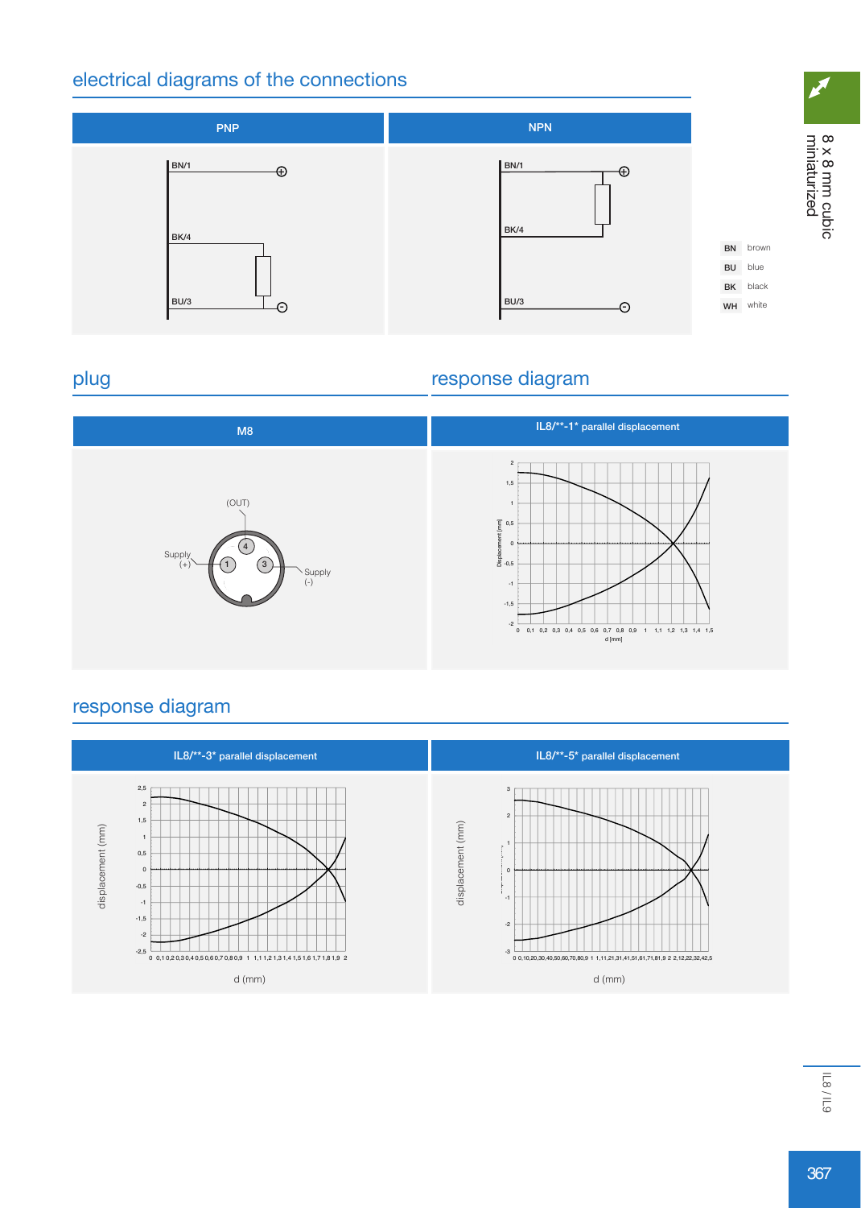## electrical diagrams of the connections

| PNP | NPN |
|---|---|
| BN/1 ⊕ | BN/1 ⊕ |
| BK/4 | BK/4 |
| BU/3 ⊖ | BU/3 ⊖ |

| | |
|---|---|
| BN | brown |
| BU | blue |
| BK | black |
| WH | white |

## plug

**M8**

(OUT) 4

Supply (+) 1

Supply (-) 3

## response diagram

**IL8/**-1* parallel displacement**

Displacement [mm]

d [mm]

## response diagram

**IL8/**-3* parallel displacement**

displacement (mm)

d (mm)

**IL8/**-5* parallel displacement**

displacement (mm)

d (mm)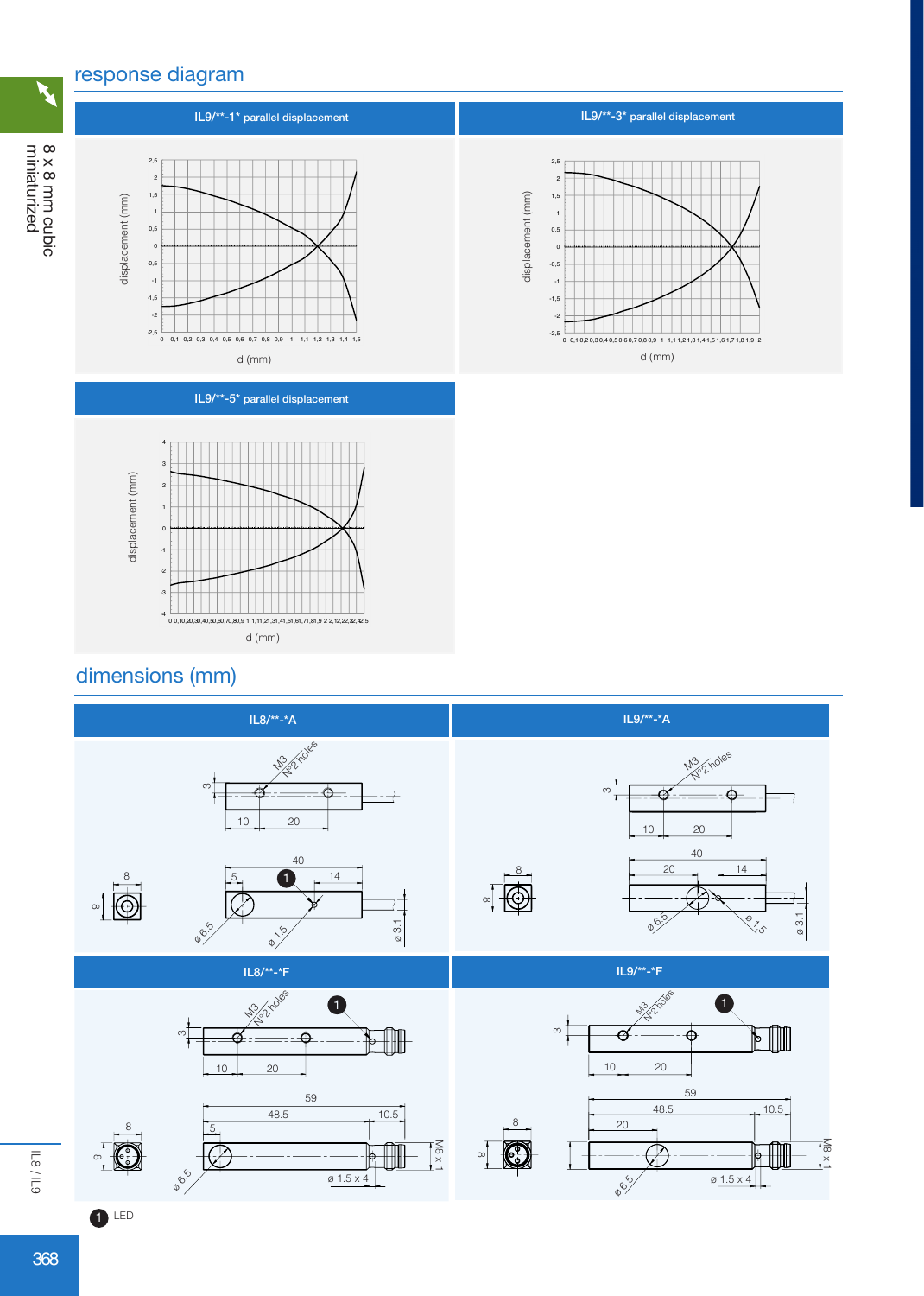## response diagram

### IL9/**-1* parallel displacement

displacement (mm)

2,5
2
1,5
1
0,5
0
-0,5
-1
-1,5
-2
-2,5

0 0,1 0,2 0,3 0,4 0,5 0,6 0,7 0,8 0,9 1 1,1 1,2 1,3 1,4 1,5

d (mm)

### IL9/**-3* parallel displacement

displacement (mm)

2,5
2
1,5
1
0,5
0
-0,5
-1
-1,5
-2
-2,5

0 0,1 0,2 0,3 0,4 0,5 0,6 0,7 0,8 0,9 1 1,1 1,2 1,3 1,4 1,5 1,6 1,7 1,8 1,9 2

d (mm)

### IL9/**-5* parallel displacement

displacement (mm)

4
3
2
1
0
-1
-2
-3
-4

0 0,1 0,2 0,3 0,4 0,5 0,6 0,7 0,8 0,9 1 1,1 1,2 1,3 1,4 1,5 1,6 1,7 1,8 1,9 2 2,1 2,2 2,3 2,4 2,5

d (mm)

## dimensions (mm)

### IL8/**-*A

M3 N°2 holes
3
10 20
40
5 14
8
8
ø 6.5
ø 1.5
ø 3.1

### IL9/**-*A

M3 N°2 holes
3
10 20
40
20 14
8
8
ø 6.5
ø 1.5
ø 3.1

### IL8/**-*F

M3 N°2 holes
3
10 20
59
48.5 10.5
5
8
8
ø 6.5
ø 1.5 x 4
M8 x 1

### IL9/**-*F

M3 N°2 holes
3
10 20
59
48.5 10.5
20
8
8
ø 6.5
ø 1.5 x 4
M8 x 1

1 LED